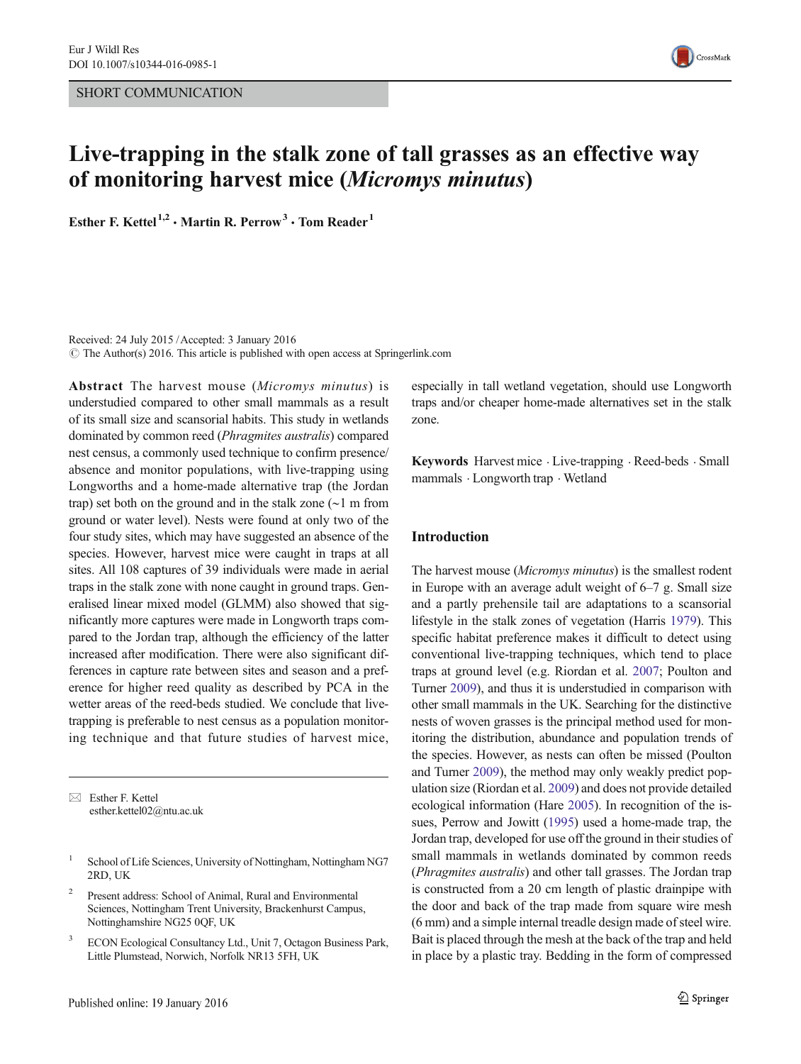SHORT COMMUNICATION

# Live-trapping in the stalk zone of tall grasses as an effective way of monitoring harvest mice (*Micromys minutus*)

**Esther F. Kettel**[1,2] **· Martin R. Perrow**[3] **· Tom Reader**[1]

Received: 24 July 2015 / Accepted: 3 January 2016
© The Author(s) 2016. This article is published with open access at Springerlink.com

**Abstract** The harvest mouse (*Micromys minutus*) is understudied compared to other small mammals as a result of its small size and scansorial habits. This study in wetlands dominated by common reed (*Phragmites australis*) compared nest census, a commonly used technique to confirm presence/absence and monitor populations, with live-trapping using Longworths and a home-made alternative trap (the Jordan trap) set both on the ground and in the stalk zone (~1 m from ground or water level). Nests were found at only two of the four study sites, which may have suggested an absence of the species. However, harvest mice were caught in traps at all sites. All 108 captures of 39 individuals were made in aerial traps in the stalk zone with none caught in ground traps. Generalised linear mixed model (GLMM) also showed that significantly more captures were made in Longworth traps compared to the Jordan trap, although the efficiency of the latter increased after modification. There were also significant differences in capture rate between sites and season and a preference for higher reed quality as described by PCA in the wetter areas of the reed-beds studied. We conclude that live-trapping is preferable to nest census as a population monitoring technique and that future studies of harvest mice, especially in tall wetland vegetation, should use Longworth traps and/or cheaper home-made alternatives set in the stalk zone.

**Keywords** Harvest mice · Live-trapping · Reed-beds · Small mammals · Longworth trap · Wetland

✉ Esther F. Kettel
esther.kettel02@ntu.ac.uk

[1] School of Life Sciences, University of Nottingham, Nottingham NG7 2RD, UK

[2] Present address: School of Animal, Rural and Environmental Sciences, Nottingham Trent University, Brackenhurst Campus, Nottinghamshire NG25 0QF, UK

[3] ECON Ecological Consultancy Ltd., Unit 7, Octagon Business Park, Little Plumstead, Norwich, Norfolk NR13 5FH, UK

## Introduction

The harvest mouse (*Micromys minutus*) is the smallest rodent in Europe with an average adult weight of 6–7 g. Small size and a partly prehensile tail are adaptations to a scansorial lifestyle in the stalk zones of vegetation (Harris 1979). This specific habitat preference makes it difficult to detect using conventional live-trapping techniques, which tend to place traps at ground level (e.g. Riordan et al. 2007; Poulton and Turner 2009), and thus it is understudied in comparison with other small mammals in the UK. Searching for the distinctive nests of woven grasses is the principal method used for monitoring the distribution, abundance and population trends of the species. However, as nests can often be missed (Poulton and Turner 2009), the method may only weakly predict population size (Riordan et al. 2009) and does not provide detailed ecological information (Hare 2005). In recognition of the issues, Perrow and Jowitt (1995) used a home-made trap, the Jordan trap, developed for use off the ground in their studies of small mammals in wetlands dominated by common reeds (*Phragmites australis*) and other tall grasses. The Jordan trap is constructed from a 20 cm length of plastic drainpipe with the door and back of the trap made from square wire mesh (6 mm) and a simple internal treadle design made of steel wire. Bait is placed through the mesh at the back of the trap and held in place by a plastic tray. Bedding in the form of compressed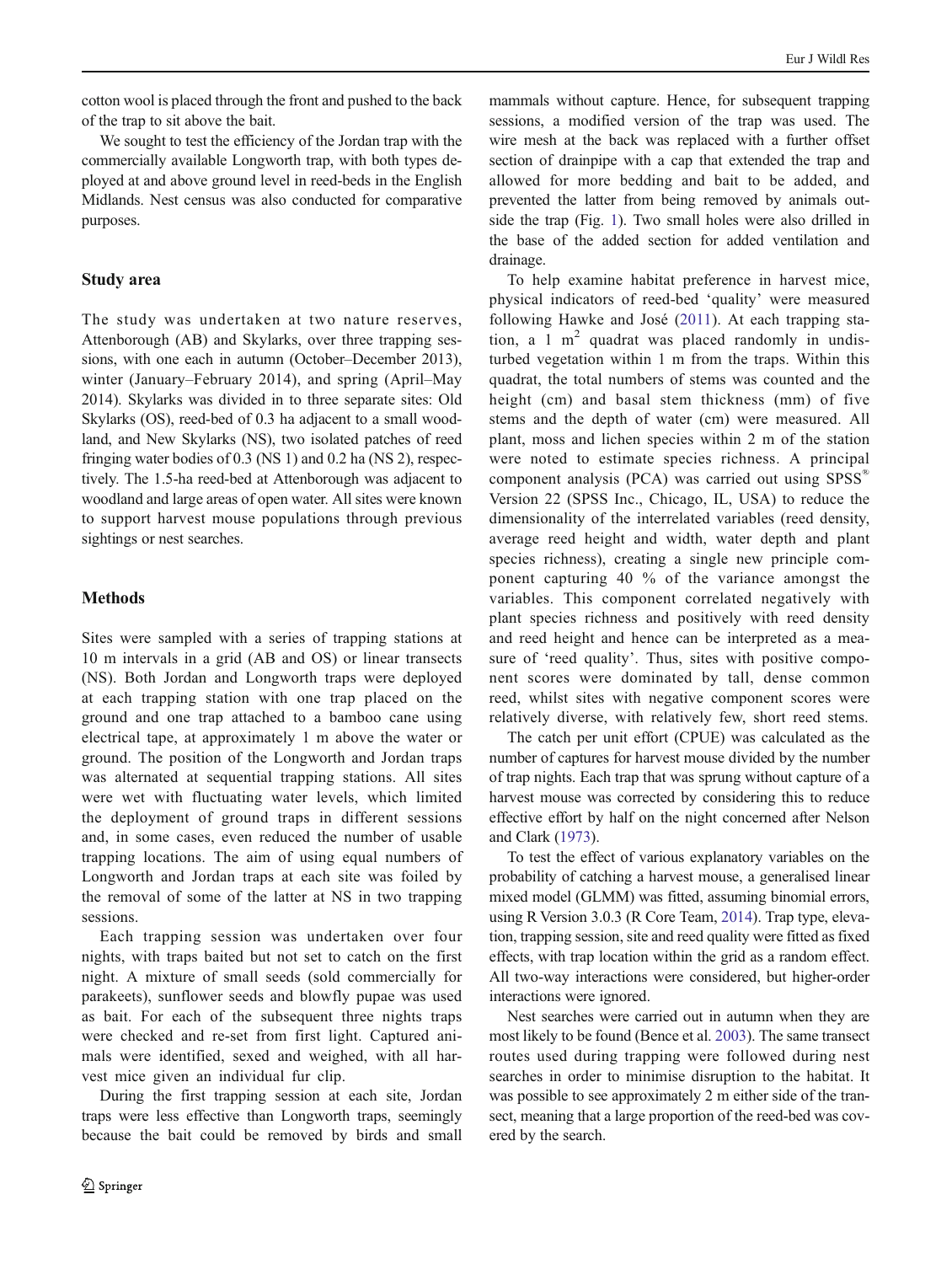cotton wool is placed through the front and pushed to the back of the trap to sit above the bait.

We sought to test the efficiency of the Jordan trap with the commercially available Longworth trap, with both types deployed at and above ground level in reed-beds in the English Midlands. Nest census was also conducted for comparative purposes.

## Study area

The study was undertaken at two nature reserves, Attenborough (AB) and Skylarks, over three trapping sessions, with one each in autumn (October–December 2013), winter (January–February 2014), and spring (April–May 2014). Skylarks was divided in to three separate sites: Old Skylarks (OS), reed-bed of 0.3 ha adjacent to a small woodland, and New Skylarks (NS), two isolated patches of reed fringing water bodies of 0.3 (NS 1) and 0.2 ha (NS 2), respectively. The 1.5-ha reed-bed at Attenborough was adjacent to woodland and large areas of open water. All sites were known to support harvest mouse populations through previous sightings or nest searches.

## Methods

Sites were sampled with a series of trapping stations at 10 m intervals in a grid (AB and OS) or linear transects (NS). Both Jordan and Longworth traps were deployed at each trapping station with one trap placed on the ground and one trap attached to a bamboo cane using electrical tape, at approximately 1 m above the water or ground. The position of the Longworth and Jordan traps was alternated at sequential trapping stations. All sites were wet with fluctuating water levels, which limited the deployment of ground traps in different sessions and, in some cases, even reduced the number of usable trapping locations. The aim of using equal numbers of Longworth and Jordan traps at each site was foiled by the removal of some of the latter at NS in two trapping sessions.

Each trapping session was undertaken over four nights, with traps baited but not set to catch on the first night. A mixture of small seeds (sold commercially for parakeets), sunflower seeds and blowfly pupae was used as bait. For each of the subsequent three nights traps were checked and re-set from first light. Captured animals were identified, sexed and weighed, with all harvest mice given an individual fur clip.

During the first trapping session at each site, Jordan traps were less effective than Longworth traps, seemingly because the bait could be removed by birds and small mammals without capture. Hence, for subsequent trapping sessions, a modified version of the trap was used. The wire mesh at the back was replaced with a further offset section of drainpipe with a cap that extended the trap and allowed for more bedding and bait to be added, and prevented the latter from being removed by animals outside the trap (Fig. 1). Two small holes were also drilled in the base of the added section for added ventilation and drainage.

To help examine habitat preference in harvest mice, physical indicators of reed-bed 'quality' were measured following Hawke and José (2011). At each trapping station, a 1 $m^2$ quadrat was placed randomly in undisturbed vegetation within 1 m from the traps. Within this quadrat, the total numbers of stems was counted and the height (cm) and basal stem thickness (mm) of five stems and the depth of water (cm) were measured. All plant, moss and lichen species within 2 m of the station were noted to estimate species richness. A principal component analysis (PCA) was carried out using SPSS® Version 22 (SPSS Inc., Chicago, IL, USA) to reduce the dimensionality of the interrelated variables (reed density, average reed height and width, water depth and plant species richness), creating a single new principle component capturing 40 % of the variance amongst the variables. This component correlated negatively with plant species richness and positively with reed density and reed height and hence can be interpreted as a measure of 'reed quality'. Thus, sites with positive component scores were dominated by tall, dense common reed, whilst sites with negative component scores were relatively diverse, with relatively few, short reed stems.

The catch per unit effort (CPUE) was calculated as the number of captures for harvest mouse divided by the number of trap nights. Each trap that was sprung without capture of a harvest mouse was corrected by considering this to reduce effective effort by half on the night concerned after Nelson and Clark (1973).

To test the effect of various explanatory variables on the probability of catching a harvest mouse, a generalised linear mixed model (GLMM) was fitted, assuming binomial errors, using R Version 3.0.3 (R Core Team, 2014). Trap type, elevation, trapping session, site and reed quality were fitted as fixed effects, with trap location within the grid as a random effect. All two-way interactions were considered, but higher-order interactions were ignored.

Nest searches were carried out in autumn when they are most likely to be found (Bence et al. 2003). The same transect routes used during trapping were followed during nest searches in order to minimise disruption to the habitat. It was possible to see approximately 2 m either side of the transect, meaning that a large proportion of the reed-bed was covered by the search.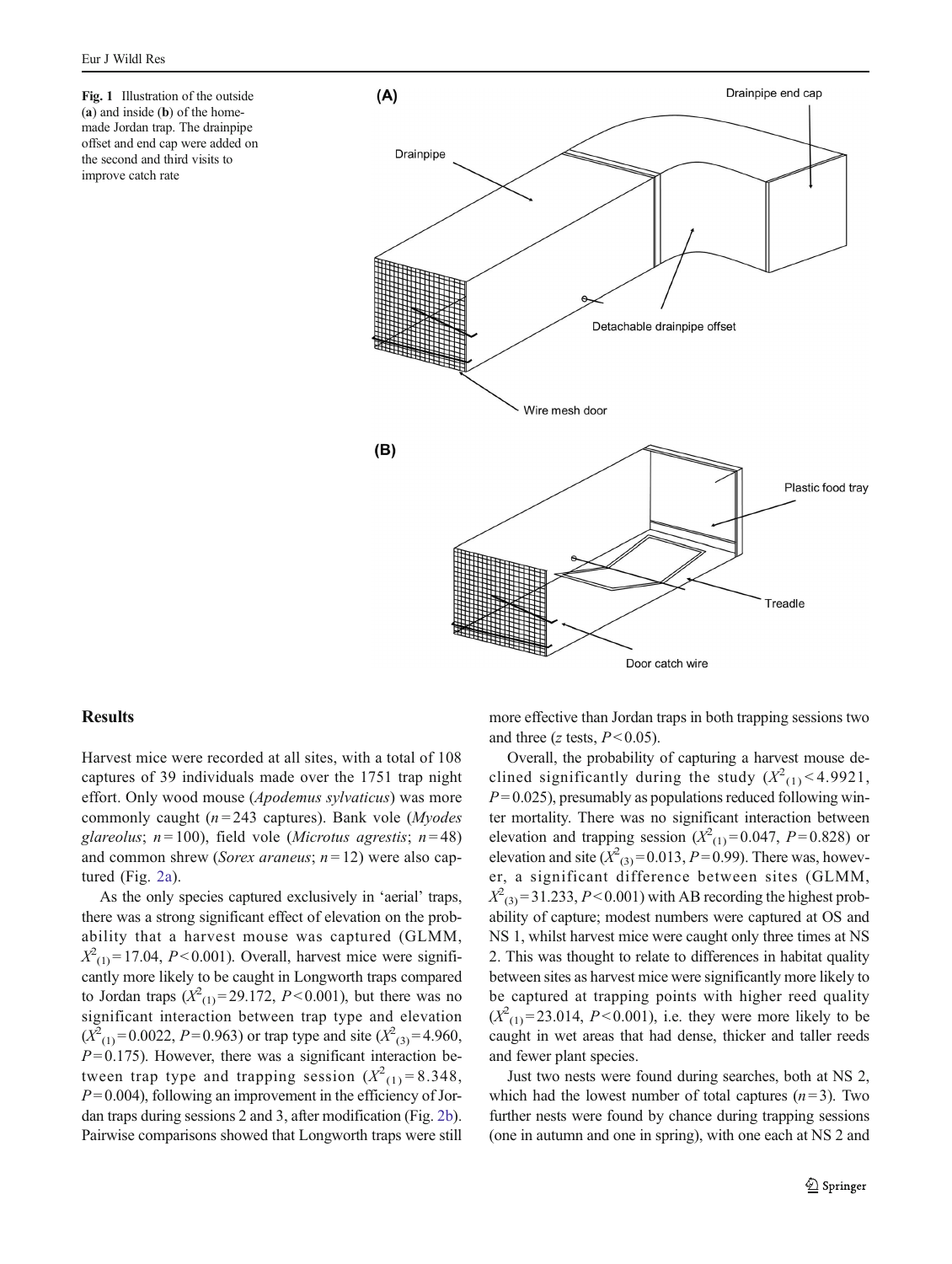Fig. 1 Illustration of the outside (a) and inside (b) of the home-made Jordan trap. The drainpipe offset and end cap were added on the second and third visits to improve catch rate

## Results

Harvest mice were recorded at all sites, with a total of 108 captures of 39 individuals made over the 1751 trap night effort. Only wood mouse (*Apodemus sylvaticus*) was more commonly caught ($n = 243$ captures). Bank vole (*Myodes glareolus*; $n = 100$), field vole (*Microtus agrestis*; $n = 48$) and common shrew (*Sorex araneus*; $n = 12$) were also captured (Fig. 2a).

As the only species captured exclusively in 'aerial' traps, there was a strong significant effect of elevation on the probability that a harvest mouse was captured (GLMM, $X^2_{(1)} = 17.04$, $P < 0.001$). Overall, harvest mice were significantly more likely to be caught in Longworth traps compared to Jordan traps ($X^2_{(1)} = 29.172$, $P < 0.001$), but there was no significant interaction between trap type and elevation ($X^2_{(1)} = 0.0022$, $P = 0.963$) or trap type and site ($X^2_{(3)} = 4.960$, $P = 0.175$). However, there was a significant interaction between trap type and trapping session ($X^2_{(1)} = 8.348$, $P = 0.004$), following an improvement in the efficiency of Jordan traps during sessions 2 and 3, after modification (Fig. 2b). Pairwise comparisons showed that Longworth traps were still more effective than Jordan traps in both trapping sessions two and three (*z* tests, $P < 0.05$).

Overall, the probability of capturing a harvest mouse declined significantly during the study ($X^2_{(1)} < 4.9921$, $P = 0.025$), presumably as populations reduced following winter mortality. There was no significant interaction between elevation and trapping session ($X^2_{(1)} = 0.047$, $P = 0.828$) or elevation and site ($X^2_{(3)} = 0.013$, $P = 0.99$). There was, however, a significant difference between sites (GLMM, $X^2_{(3)} = 31.233$, $P < 0.001$) with AB recording the highest probability of capture; modest numbers were captured at OS and NS 1, whilst harvest mice were caught only three times at NS 2. This was thought to relate to differences in habitat quality between sites as harvest mice were significantly more likely to be captured at trapping points with higher reed quality ($X^2_{(1)} = 23.014$, $P < 0.001$), i.e. they were more likely to be caught in wet areas that had dense, thicker and taller reeds and fewer plant species.

Just two nests were found during searches, both at NS 2, which had the lowest number of total captures ($n = 3$). Two further nests were found by chance during trapping sessions (one in autumn and one in spring), with one each at NS 2 and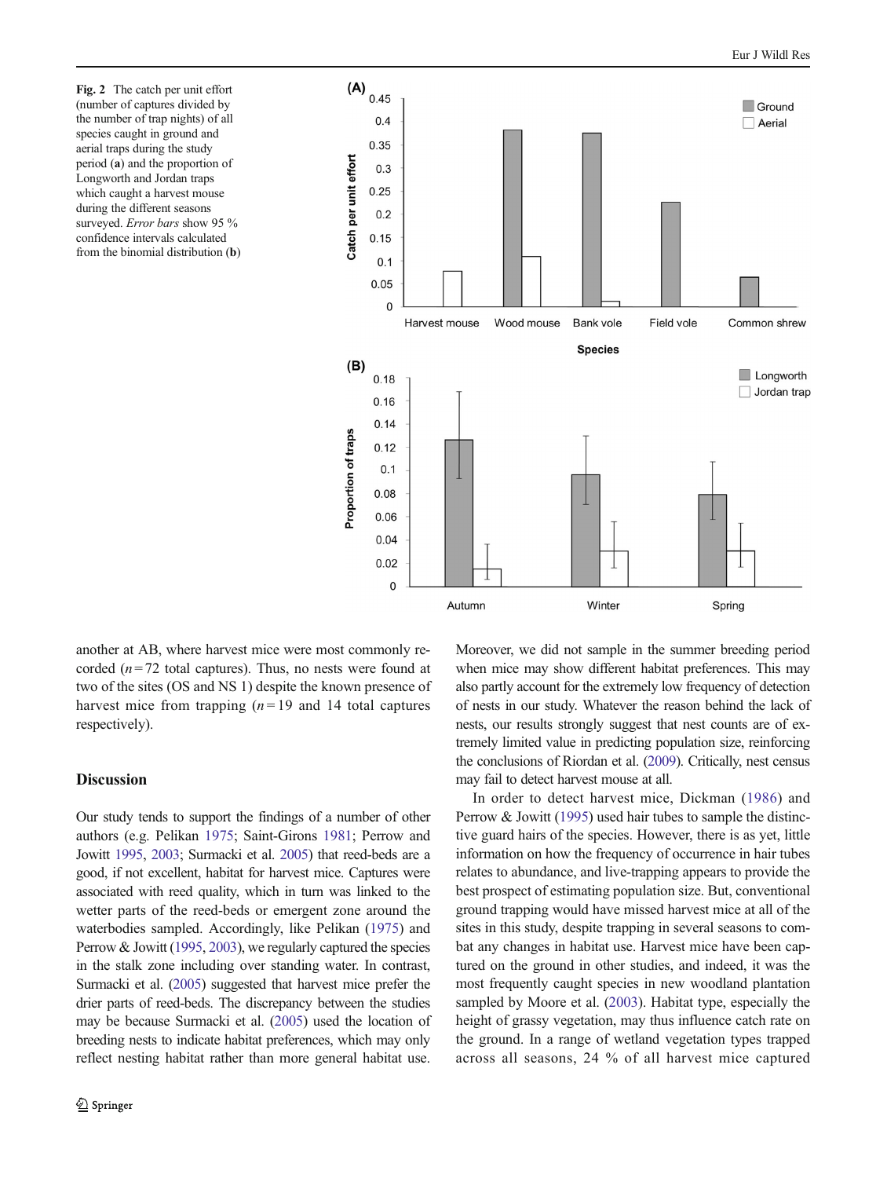Fig. 2 The catch per unit effort (number of captures divided by the number of trap nights) of all species caught in ground and aerial traps during the study period (**a**) and the proportion of Longworth and Jordan traps which caught a harvest mouse during the different seasons surveyed. *Error bars* show 95 % confidence intervals calculated from the binomial distribution (**b**)

another at AB, where harvest mice were most commonly recorded ($n = 72$ total captures). Thus, no nests were found at two of the sites (OS and NS 1) despite the known presence of harvest mice from trapping ($n = 19$ and 14 total captures respectively).

## Discussion

Our study tends to support the findings of a number of other authors (e.g. Pelikan 1975; Saint-Girons 1981; Perrow and Jowitt 1995, 2003; Surmacki et al. 2005) that reed-beds are a good, if not excellent, habitat for harvest mice. Captures were associated with reed quality, which in turn was linked to the wetter parts of the reed-beds or emergent zone around the waterbodies sampled. Accordingly, like Pelikan (1975) and Perrow & Jowitt (1995, 2003), we regularly captured the species in the stalk zone including over standing water. In contrast, Surmacki et al. (2005) suggested that harvest mice prefer the drier parts of reed-beds. The discrepancy between the studies may be because Surmacki et al. (2005) used the location of breeding nests to indicate habitat preferences, which may only reflect nesting habitat rather than more general habitat use. Moreover, we did not sample in the summer breeding period when mice may show different habitat preferences. This may also partly account for the extremely low frequency of detection of nests in our study. Whatever the reason behind the lack of nests, our results strongly suggest that nest counts are of extremely limited value in predicting population size, reinforcing the conclusions of Riordan et al. (2009). Critically, nest census may fail to detect harvest mouse at all.

In order to detect harvest mice, Dickman (1986) and Perrow & Jowitt (1995) used hair tubes to sample the distinctive guard hairs of the species. However, there is as yet, little information on how the frequency of occurrence in hair tubes relates to abundance, and live-trapping appears to provide the best prospect of estimating population size. But, conventional ground trapping would have missed harvest mice at all of the sites in this study, despite trapping in several seasons to combat any changes in habitat use. Harvest mice have been captured on the ground in other studies, and indeed, it was the most frequently caught species in new woodland plantation sampled by Moore et al. (2003). Habitat type, especially the height of grassy vegetation, may thus influence catch rate on the ground. In a range of wetland vegetation types trapped across all seasons, 24 % of all harvest mice captured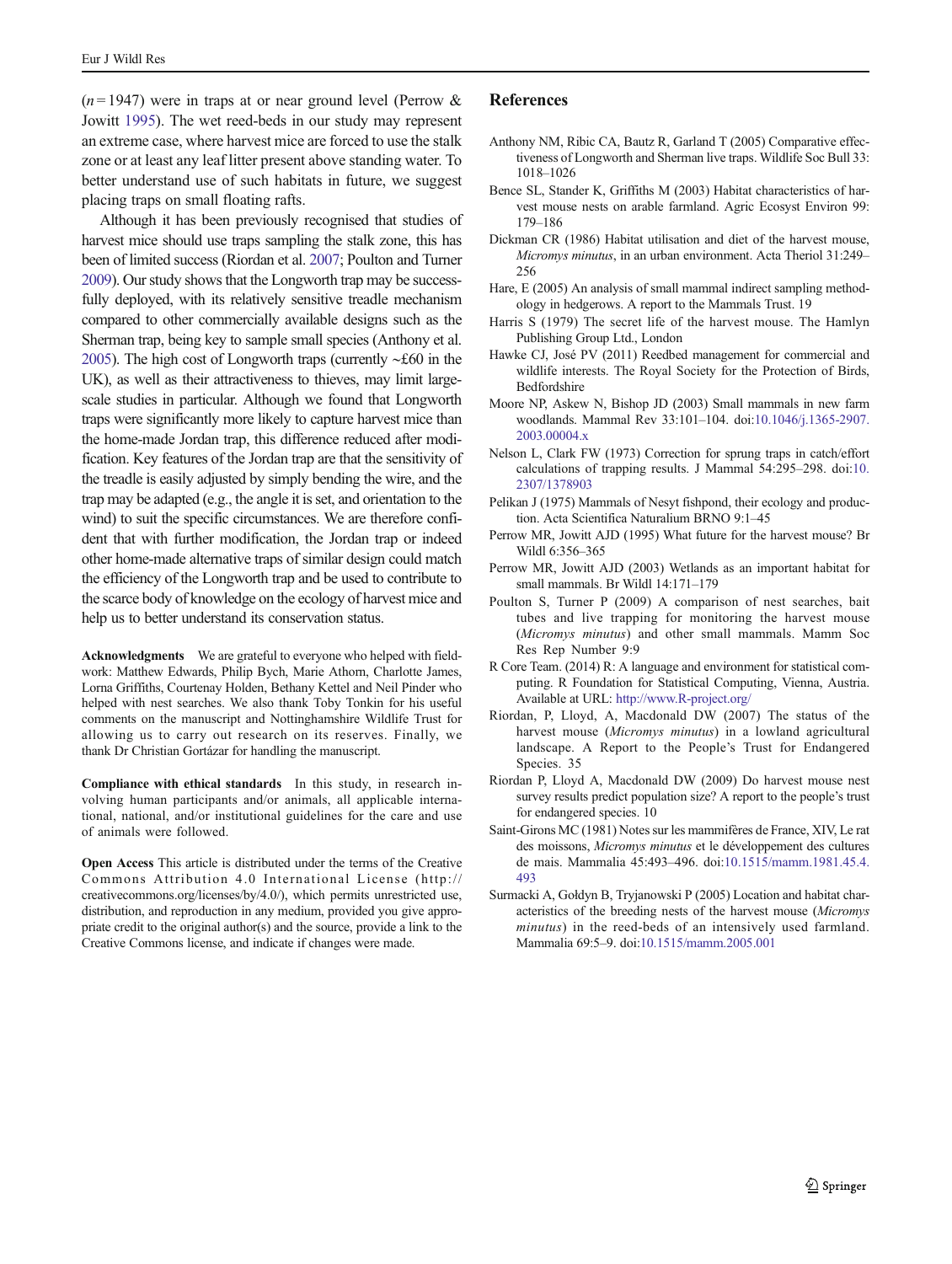($n = 1947$) were in traps at or near ground level (Perrow & Jowitt 1995). The wet reed-beds in our study may represent an extreme case, where harvest mice are forced to use the stalk zone or at least any leaf litter present above standing water. To better understand use of such habitats in future, we suggest placing traps on small floating rafts.

Although it has been previously recognised that studies of harvest mice should use traps sampling the stalk zone, this has been of limited success (Riordan et al. 2007; Poulton and Turner 2009). Our study shows that the Longworth trap may be successfully deployed, with its relatively sensitive treadle mechanism compared to other commercially available designs such as the Sherman trap, being key to sample small species (Anthony et al. 2005). The high cost of Longworth traps (currently ~£60 in the UK), as well as their attractiveness to thieves, may limit large-scale studies in particular. Although we found that Longworth traps were significantly more likely to capture harvest mice than the home-made Jordan trap, this difference reduced after modification. Key features of the Jordan trap are that the sensitivity of the treadle is easily adjusted by simply bending the wire, and the trap may be adapted (e.g., the angle it is set, and orientation to the wind) to suit the specific circumstances. We are therefore confident that with further modification, the Jordan trap or indeed other home-made alternative traps of similar design could match the efficiency of the Longworth trap and be used to contribute to the scarce body of knowledge on the ecology of harvest mice and help us to better understand its conservation status.

**Acknowledgments** We are grateful to everyone who helped with fieldwork: Matthew Edwards, Philip Bych, Marie Athorn, Charlotte James, Lorna Griffiths, Courtenay Holden, Bethany Kettel and Neil Pinder who helped with nest searches. We also thank Toby Tonkin for his useful comments on the manuscript and Nottinghamshire Wildlife Trust for allowing us to carry out research on its reserves. Finally, we thank Dr Christian Gortázar for handling the manuscript.

**Compliance with ethical standards** In this study, in research involving human participants and/or animals, all applicable international, national, and/or institutional guidelines for the care and use of animals were followed.

**Open Access** This article is distributed under the terms of the Creative Commons Attribution 4.0 International License (http://creativecommons.org/licenses/by/4.0/), which permits unrestricted use, distribution, and reproduction in any medium, provided you give appropriate credit to the original author(s) and the source, provide a link to the Creative Commons license, and indicate if changes were made.

## References

Anthony NM, Ribic CA, Bautz R, Garland T (2005) Comparative effectiveness of Longworth and Sherman live traps. Wildlife Soc Bull 33: 1018–1026

Bence SL, Stander K, Griffiths M (2003) Habitat characteristics of harvest mouse nests on arable farmland. Agric Ecosyst Environ 99: 179–186

Dickman CR (1986) Habitat utilisation and diet of the harvest mouse, *Micromys minutus*, in an urban environment. Acta Theriol 31:249–256

Hare, E (2005) An analysis of small mammal indirect sampling methodology in hedgerows. A report to the Mammals Trust. 19

Harris S (1979) The secret life of the harvest mouse. The Hamlyn Publishing Group Ltd., London

Hawke CJ, José PV (2011) Reedbed management for commercial and wildlife interests. The Royal Society for the Protection of Birds, Bedfordshire

Moore NP, Askew N, Bishop JD (2003) Small mammals in new farm woodlands. Mammal Rev 33:101–104. doi:10.1046/j.1365-2907.2003.00004.x

Nelson L, Clark FW (1973) Correction for sprung traps in catch/effort calculations of trapping results. J Mammal 54:295–298. doi:10.2307/1378903

Pelikan J (1975) Mammals of Nesyt fishpond, their ecology and production. Acta Scientifica Naturalium BRNO 9:1–45

Perrow MR, Jowitt AJD (1995) What future for the harvest mouse? Br Wildl 6:356–365

Perrow MR, Jowitt AJD (2003) Wetlands as an important habitat for small mammals. Br Wildl 14:171–179

Poulton S, Turner P (2009) A comparison of nest searches, bait tubes and live trapping for monitoring the harvest mouse (*Micromys minutus*) and other small mammals. Mamm Soc Res Rep Number 9:9

R Core Team. (2014) R: A language and environment for statistical computing. R Foundation for Statistical Computing, Vienna, Austria. Available at URL: http://www.R-project.org/

Riordan, P, Lloyd, A, Macdonald DW (2007) The status of the harvest mouse (*Micromys minutus*) in a lowland agricultural landscape. A Report to the People's Trust for Endangered Species. 35

Riordan P, Lloyd A, Macdonald DW (2009) Do harvest mouse nest survey results predict population size? A report to the people's trust for endangered species. 10

Saint-Girons MC (1981) Notes sur les mammifères de France, XIV, Le rat des moissons, *Micromys minutus* et le développement des cultures de mais. Mammalia 45:493–496. doi:10.1515/mamm.1981.45.4.493

Surmacki A, Gołdyn B, Tryjanowski P (2005) Location and habitat characteristics of the breeding nests of the harvest mouse (*Micromys minutus*) in the reed-beds of an intensively used farmland. Mammalia 69:5–9. doi:10.1515/mamm.2005.001